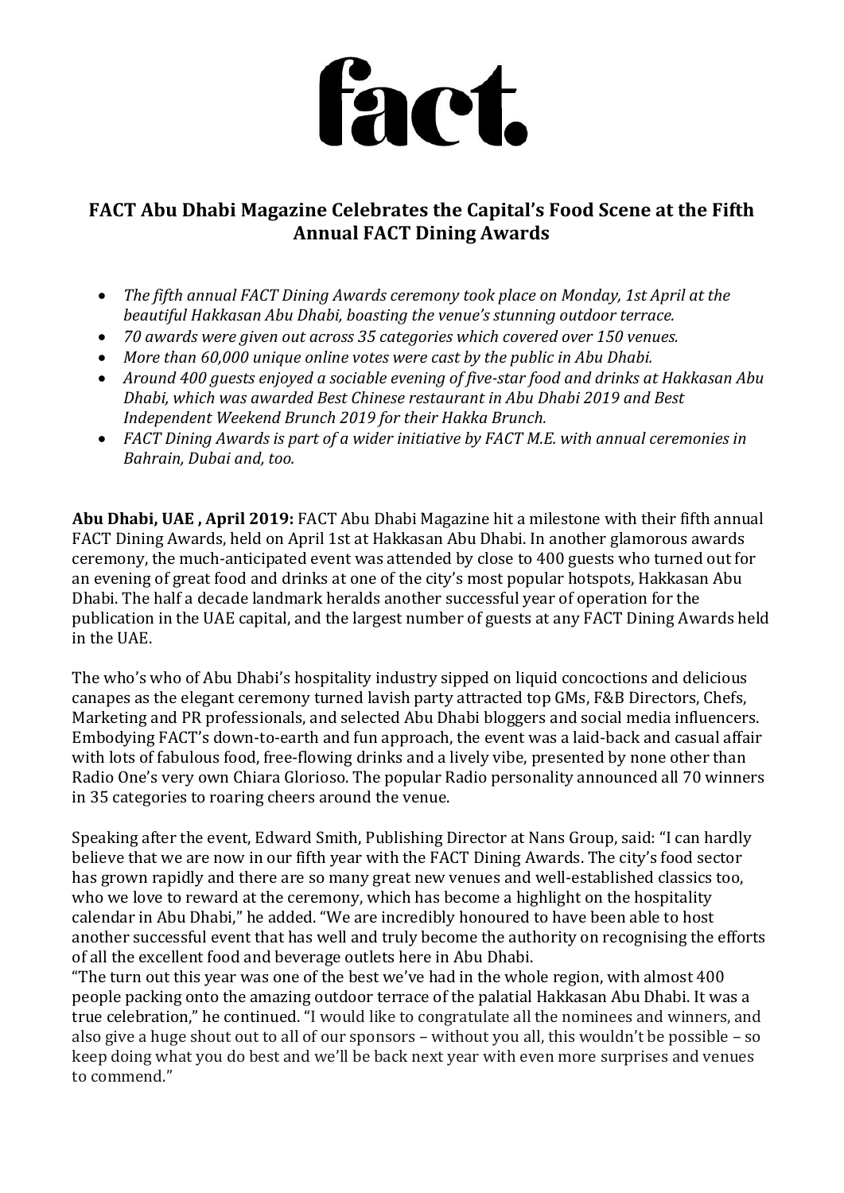# fact.

## FACT Abu Dhabi Magazine Celebrates the Capital's Food Scene at the Fifth Annual FACT Dining Awards

- *The fifth annual FACT Dining Awards ceremony took place on Monday, 1st April at the beautiful Hakkasan Abu Dhabi, boasting the venue's stunning outdoor terrace.*
- *70 awards were given out across 35 categories which covered over 150 venues.*
- *More than 60,000 unique online votes were cast by the public in Abu Dhabi.*
- *Around 400 guests enjoyed a sociable evening of five-star food and drinks at Hakkasan Abu Dhabi, which was awarded Best Chinese restaurant in Abu Dhabi 2019 and Best Independent Weekend Brunch 2019 for their Hakka Brunch.*
- *FACT Dining Awards is part of a wider initiative by FACT M.E. with annual ceremonies in Bahrain, Dubai and, too.*

**Abu Dhabi, UAE , April 2019:** FACT Abu Dhabi Magazine hit a milestone with their fifth annual FACT Dining Awards, held on April 1st at Hakkasan Abu Dhabi. In another glamorous awards ceremony, the much-anticipated event was attended by close to 400 guests who turned out for an evening of great food and drinks at one of the city's most popular hotspots, Hakkasan Abu Dhabi. The half a decade landmark heralds another successful year of operation for the publication in the UAE capital, and the largest number of guests at any FACT Dining Awards held in the UAE.

The who's who of Abu Dhabi's hospitality industry sipped on liquid concoctions and delicious canapes as the elegant ceremony turned lavish party attracted top GMs, F&B Directors, Chefs, Marketing and PR professionals, and selected Abu Dhabi bloggers and social media influencers. Embodying FACT's down-to-earth and fun approach, the event was a laid-back and casual affair with lots of fabulous food, free-flowing drinks and a lively vibe, presented by none other than Radio One's very own Chiara Glorioso. The popular Radio personality announced all 70 winners in 35 categories to roaring cheers around the venue.

Speaking after the event, Edward Smith, Publishing Director at Nans Group, said: "I can hardly believe that we are now in our fifth year with the FACT Dining Awards. The city's food sector has grown rapidly and there are so many great new venues and well-established classics too, who we love to reward at the ceremony, which has become a highlight on the hospitality calendar in Abu Dhabi," he added. "We are incredibly honoured to have been able to host another successful event that has well and truly become the authority on recognising the efforts of all the excellent food and beverage outlets here in Abu Dhabi.

"The turn out this year was one of the best we've had in the whole region, with almost 400 people packing onto the amazing outdoor terrace of the palatial Hakkasan Abu Dhabi. It was a true celebration," he continued. "I would like to congratulate all the nominees and winners, and also give a huge shout out to all of our sponsors – without you all, this wouldn't be possible – so keep doing what you do best and we'll be back next year with even more surprises and venues to commend."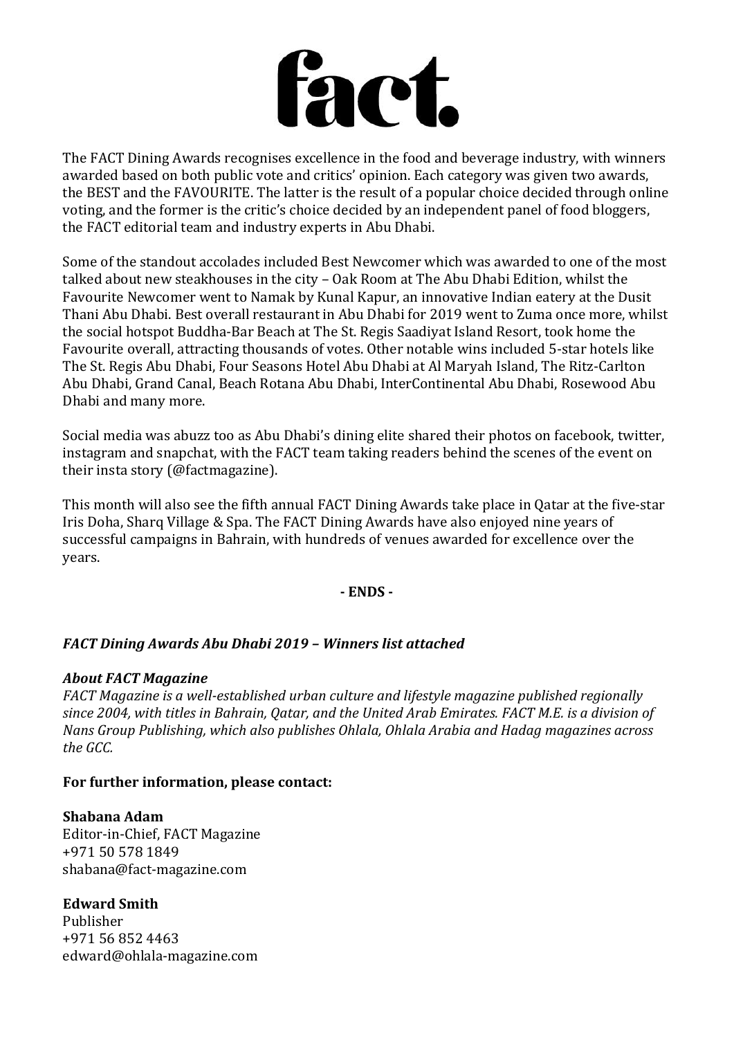# fact.

The FACT Dining Awards recognises excellence in the food and beverage industry, with winners awarded based on both public vote and critics' opinion. Each category was given two awards, the BEST and the FAVOURITE. The latter is the result of a popular choice decided through online voting, and the former is the critic's choice decided by an independent panel of food bloggers, the FACT editorial team and industry experts in Abu Dhabi.

Some of the standout accolades included Best Newcomer which was awarded to one of the most talked about new steakhouses in the city – Oak Room at The Abu Dhabi Edition, whilst the Favourite Newcomer went to Namak by Kunal Kapur, an innovative Indian eatery at the Dusit Thani Abu Dhabi. Best overall restaurant in Abu Dhabi for 2019 went to Zuma once more, whilst the social hotspot Buddha-Bar Beach at The St. Regis Saadiyat Island Resort, took home the Favourite overall, attracting thousands of votes. Other notable wins included 5-star hotels like The St. Regis Abu Dhabi, Four Seasons Hotel Abu Dhabi at Al Maryah Island, The Ritz-Carlton Abu Dhabi, Grand Canal, Beach Rotana Abu Dhabi, InterContinental Abu Dhabi, Rosewood Abu Dhabi and many more.

Social media was abuzz too as Abu Dhabi's dining elite shared their photos on facebook, twitter, instagram and snapchat, with the FACT team taking readers behind the scenes of the event on their insta story (@factmagazine).

This month will also see the fifth annual FACT Dining Awards take place in Qatar at the five-star Iris Doha, Sharq Village & Spa. The FACT Dining Awards have also enjoyed nine years of successful campaigns in Bahrain, with hundreds of venues awarded for excellence over the years.

**- ENDS -**

***FACT Dining Awards Abu Dhabi 2019 – Winners list attached***

***About FACT Magazine***

*FACT Magazine is a well-established urban culture and lifestyle magazine published regionally since 2004, with titles in Bahrain, Qatar, and the United Arab Emirates. FACT M.E. is a division of Nans Group Publishing, which also publishes Ohlala, Ohlala Arabia and Hadag magazines across the GCC.*

**For further information, please contact:**

**Shabana Adam**
Editor-in-Chief, FACT Magazine
+971 50 578 1849
shabana@fact-magazine.com

**Edward Smith**
Publisher
+971 56 852 4463
edward@ohlala-magazine.com